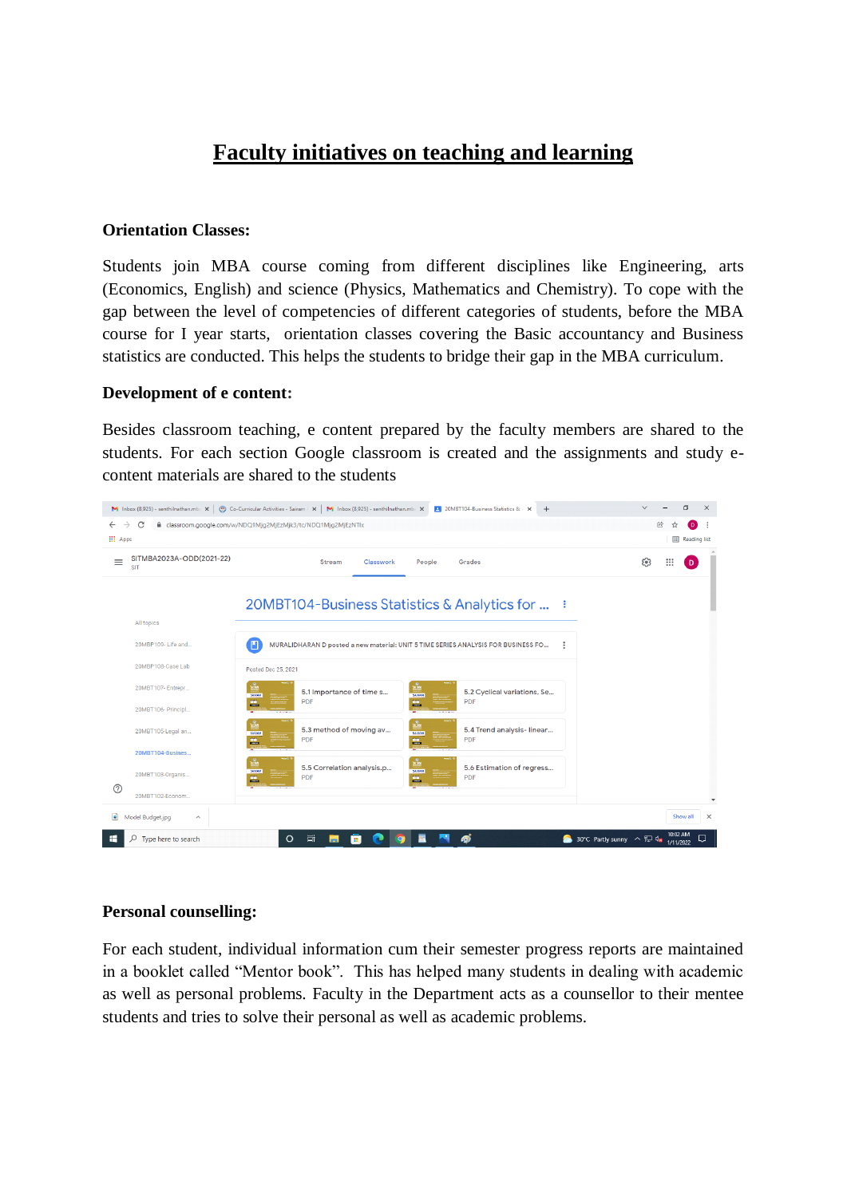# Faculty initiatives on teaching and learning

**Orientation Classes:**

Students join MBA course coming from different disciplines like Engineering, arts (Economics, English) and science (Physics, Mathematics and Chemistry). To cope with the gap between the level of competencies of different categories of students, before the MBA course for I year starts, orientation classes covering the Basic accountancy and Business statistics are conducted. This helps the students to bridge their gap in the MBA curriculum.

**Development of e content:**

Besides classroom teaching, e content prepared by the faculty members are shared to the students. For each section Google classroom is created and the assignments and study e-content materials are shared to the students

**Personal counselling:**

For each student, individual information cum their semester progress reports are maintained in a booklet called "Mentor book". This has helped many students in dealing with academic as well as personal problems. Faculty in the Department acts as a counsellor to their mentee students and tries to solve their personal as well as academic problems.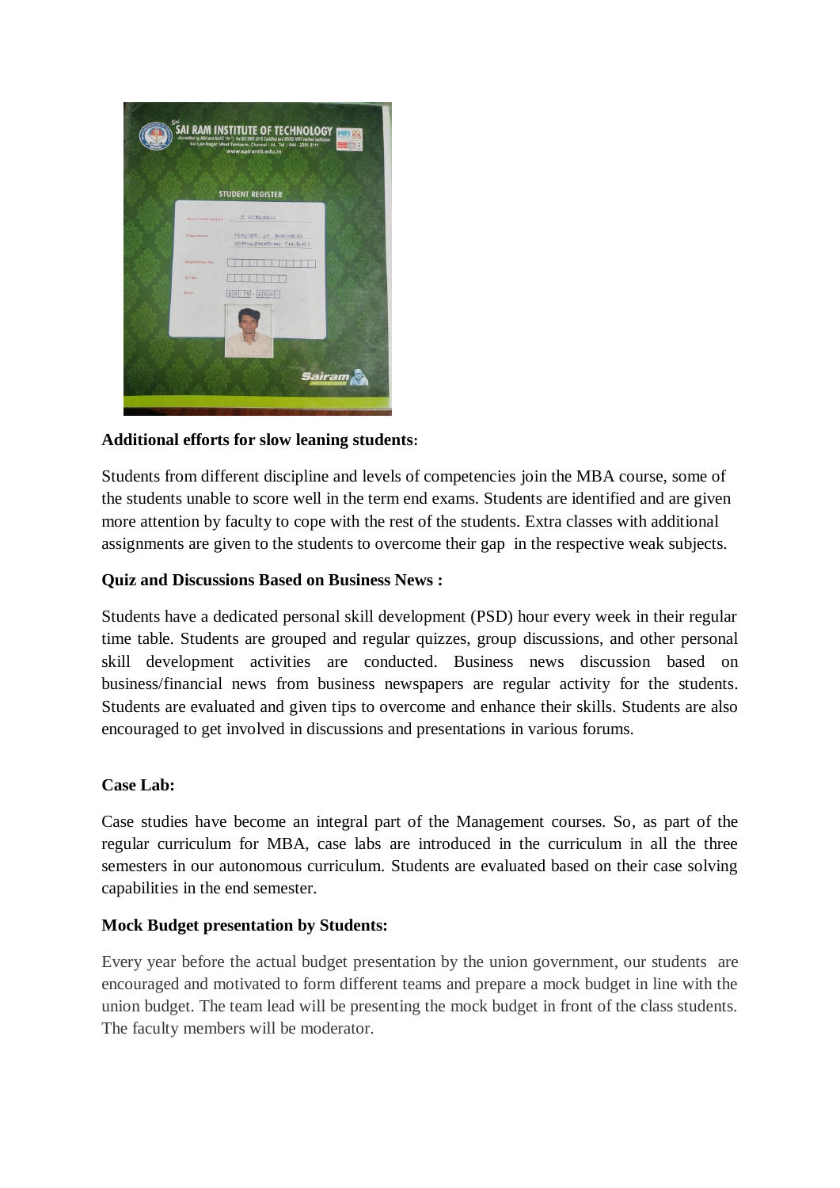**Additional efforts for slow leaning students:**

Students from different discipline and levels of competencies join the MBA course, some of the students unable to score well in the term end exams. Students are identified and are given more attention by faculty to cope with the rest of the students. Extra classes with additional assignments are given to the students to overcome their gap in the respective weak subjects.

**Quiz and Discussions Based on Business News :**

Students have a dedicated personal skill development (PSD) hour every week in their regular time table. Students are grouped and regular quizzes, group discussions, and other personal skill development activities are conducted. Business news discussion based on business/financial news from business newspapers are regular activity for the students. Students are evaluated and given tips to overcome and enhance their skills. Students are also encouraged to get involved in discussions and presentations in various forums.

**Case Lab:**

Case studies have become an integral part of the Management courses. So, as part of the regular curriculum for MBA, case labs are introduced in the curriculum in all the three semesters in our autonomous curriculum. Students are evaluated based on their case solving capabilities in the end semester.

**Mock Budget presentation by Students:**

Every year before the actual budget presentation by the union government, our students are encouraged and motivated to form different teams and prepare a mock budget in line with the union budget. The team lead will be presenting the mock budget in front of the class students. The faculty members will be moderator.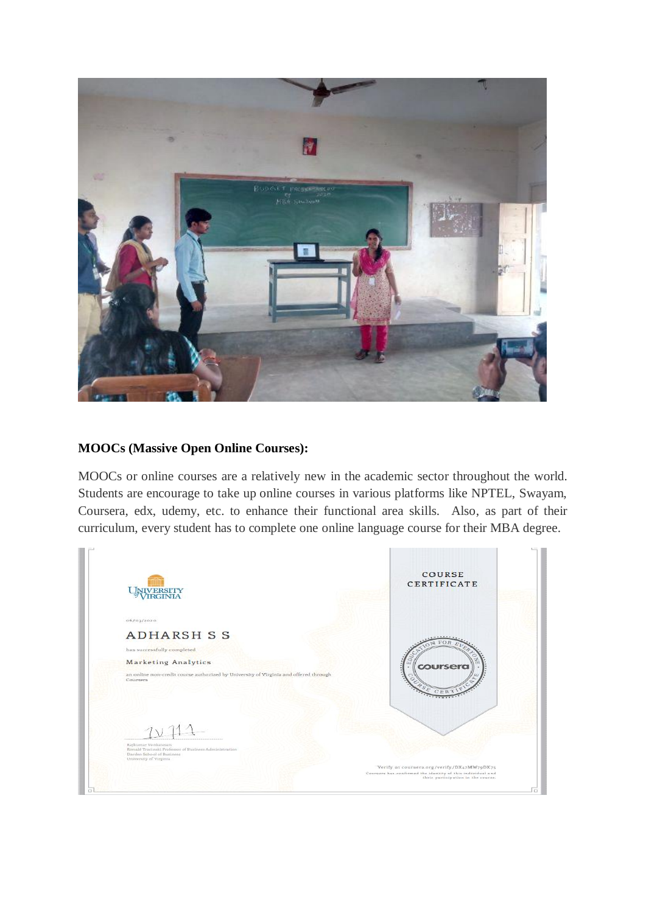**MOOCs (Massive Open Online Courses):**

MOOCs or online courses are a relatively new in the academic sector throughout the world. Students are encourage to take up online courses in various platforms like NPTEL, Swayam, Coursera, edx, udemy, etc. to enhance their functional area skills. Also, as part of their curriculum, every student has to complete one online language course for their MBA degree.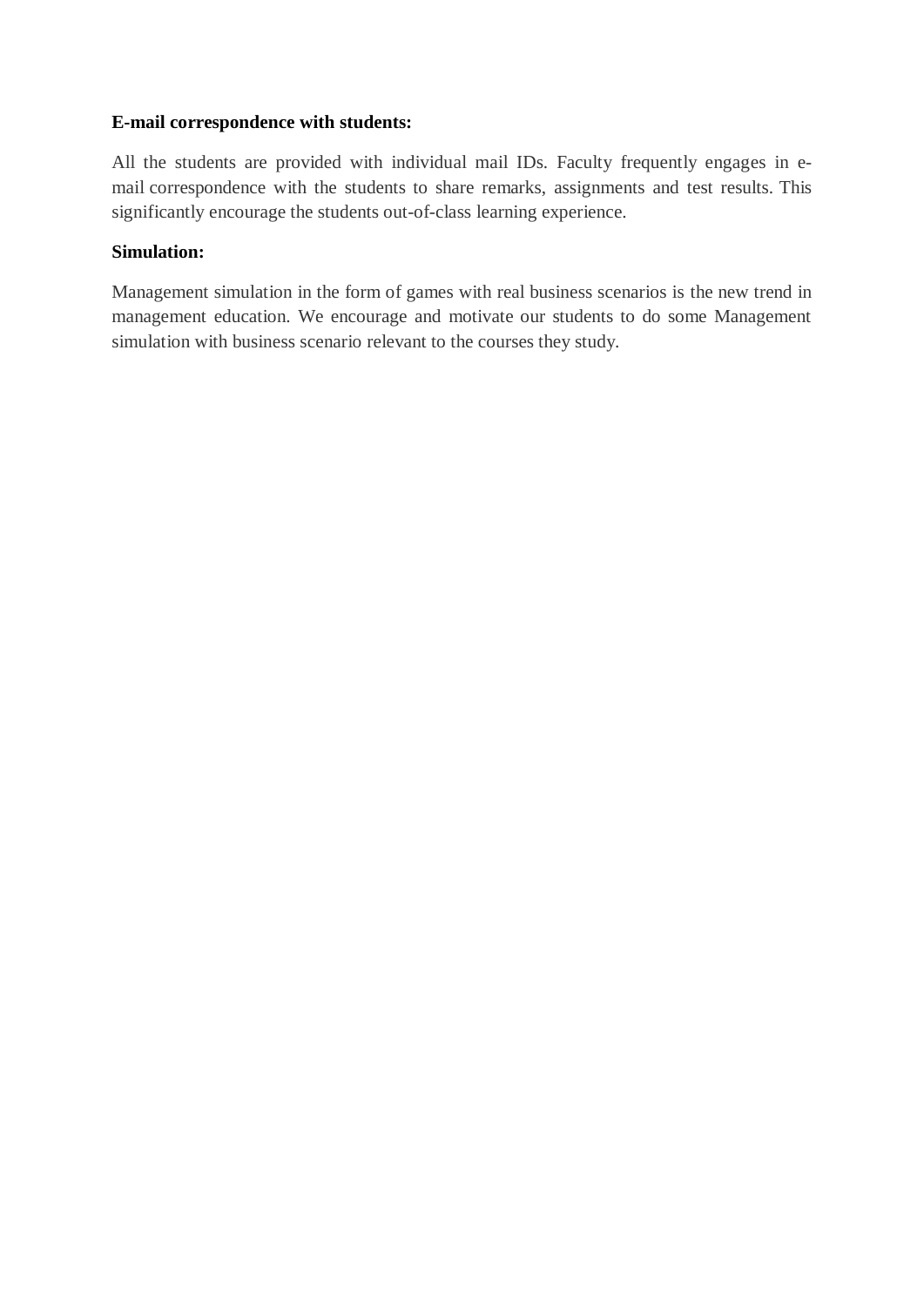**E-mail correspondence with students:**

All the students are provided with individual mail IDs. Faculty frequently engages in e-mail correspondence with the students to share remarks, assignments and test results. This significantly encourage the students out-of-class learning experience.

**Simulation:**

Management simulation in the form of games with real business scenarios is the new trend in management education. We encourage and motivate our students to do some Management simulation with business scenario relevant to the courses they study.